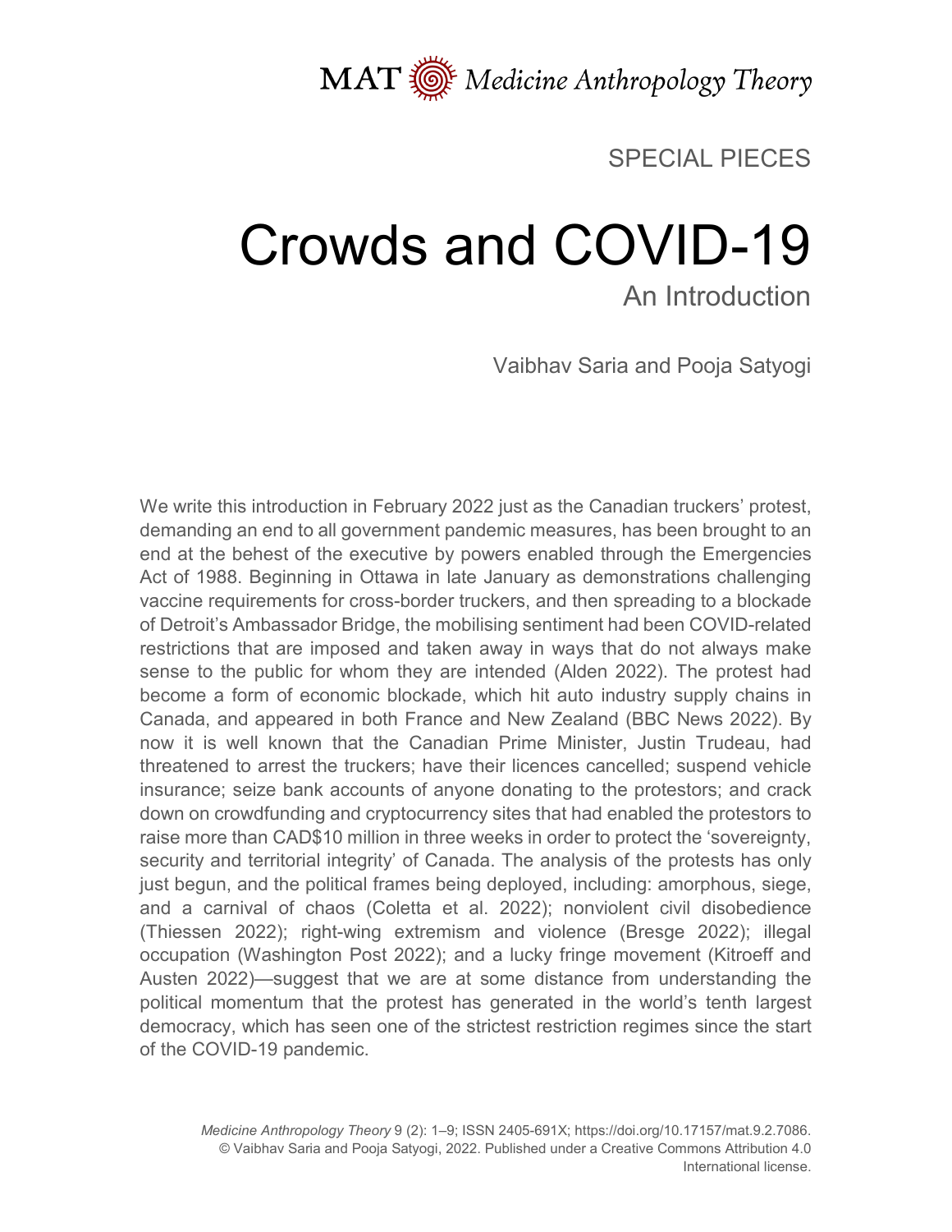SPECIAL PIECES

# Crowds and COVID-19

## An Introduction

Vaibhav Saria and Pooja Satyogi

We write this introduction in February 2022 just as the Canadian truckers' protest, demanding an end to all government pandemic measures, has been brought to an end at the behest of the executive by powers enabled through the Emergencies Act of 1988. Beginning in Ottawa in late January as demonstrations challenging vaccine requirements for cross-border truckers, and then spreading to a blockade of Detroit's Ambassador Bridge, the mobilising sentiment had been COVID-related restrictions that are imposed and taken away in ways that do not always make sense to the public for whom they are intended (Alden 2022). The protest had become a form of economic blockade, which hit auto industry supply chains in Canada, and appeared in both France and New Zealand (BBC News 2022). By now it is well known that the Canadian Prime Minister, Justin Trudeau, had threatened to arrest the truckers; have their licences cancelled; suspend vehicle insurance; seize bank accounts of anyone donating to the protestors; and crack down on crowdfunding and cryptocurrency sites that had enabled the protestors to raise more than CAD$10 million in three weeks in order to protect the 'sovereignty, security and territorial integrity' of Canada. The analysis of the protests has only just begun, and the political frames being deployed, including: amorphous, siege, and a carnival of chaos (Coletta et al. 2022); nonviolent civil disobedience (Thiessen 2022); right-wing extremism and violence (Bresge 2022); illegal occupation (Washington Post 2022); and a lucky fringe movement (Kitroeff and Austen 2022)—suggest that we are at some distance from understanding the political momentum that the protest has generated in the world's tenth largest democracy, which has seen one of the strictest restriction regimes since the start of the COVID-19 pandemic.

*Medicine Anthropology Theory* 9 (2): 1–9; ISSN 2405-691X; https://doi.org/10.17157/mat.9.2.7086. © Vaibhav Saria and Pooja Satyogi, 2022. Published under a Creative Commons Attribution 4.0 International license.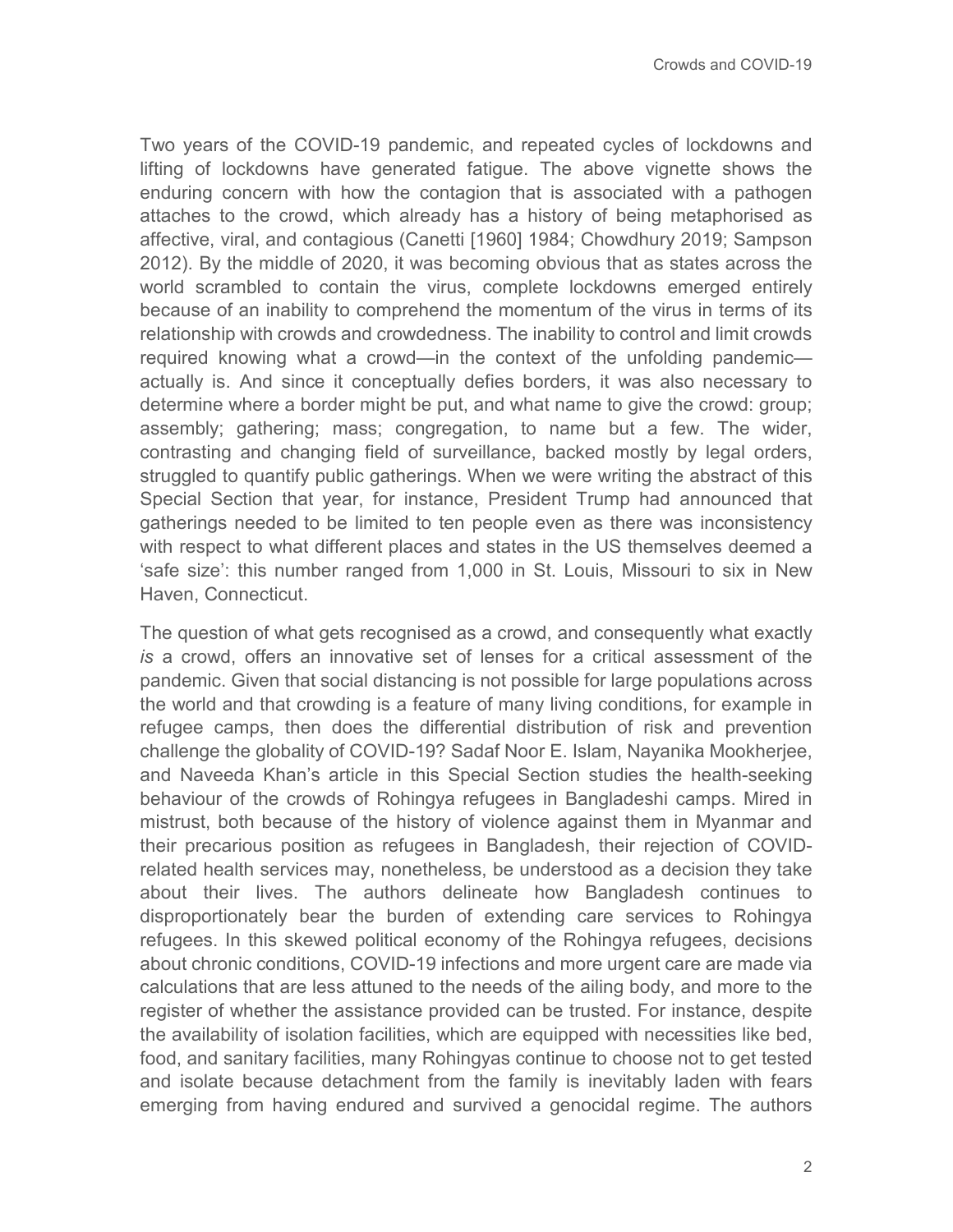Two years of the COVID-19 pandemic, and repeated cycles of lockdowns and lifting of lockdowns have generated fatigue. The above vignette shows the enduring concern with how the contagion that is associated with a pathogen attaches to the crowd, which already has a history of being metaphorised as affective, viral, and contagious (Canetti [1960] 1984; Chowdhury 2019; Sampson 2012). By the middle of 2020, it was becoming obvious that as states across the world scrambled to contain the virus, complete lockdowns emerged entirely because of an inability to comprehend the momentum of the virus in terms of its relationship with crowds and crowdedness. The inability to control and limit crowds required knowing what a crowd—in the context of the unfolding pandemic—actually is. And since it conceptually defies borders, it was also necessary to determine where a border might be put, and what name to give the crowd: group; assembly; gathering; mass; congregation, to name but a few. The wider, contrasting and changing field of surveillance, backed mostly by legal orders, struggled to quantify public gatherings. When we were writing the abstract of this Special Section that year, for instance, President Trump had announced that gatherings needed to be limited to ten people even as there was inconsistency with respect to what different places and states in the US themselves deemed a 'safe size': this number ranged from 1,000 in St. Louis, Missouri to six in New Haven, Connecticut.

The question of what gets recognised as a crowd, and consequently what exactly *is* a crowd, offers an innovative set of lenses for a critical assessment of the pandemic. Given that social distancing is not possible for large populations across the world and that crowding is a feature of many living conditions, for example in refugee camps, then does the differential distribution of risk and prevention challenge the globality of COVID-19? Sadaf Noor E. Islam, Nayanika Mookherjee, and Naveeda Khan's article in this Special Section studies the health-seeking behaviour of the crowds of Rohingya refugees in Bangladeshi camps. Mired in mistrust, both because of the history of violence against them in Myanmar and their precarious position as refugees in Bangladesh, their rejection of COVID-related health services may, nonetheless, be understood as a decision they take about their lives. The authors delineate how Bangladesh continues to disproportionately bear the burden of extending care services to Rohingya refugees. In this skewed political economy of the Rohingya refugees, decisions about chronic conditions, COVID-19 infections and more urgent care are made via calculations that are less attuned to the needs of the ailing body, and more to the register of whether the assistance provided can be trusted. For instance, despite the availability of isolation facilities, which are equipped with necessities like bed, food, and sanitary facilities, many Rohingyas continue to choose not to get tested and isolate because detachment from the family is inevitably laden with fears emerging from having endured and survived a genocidal regime. The authors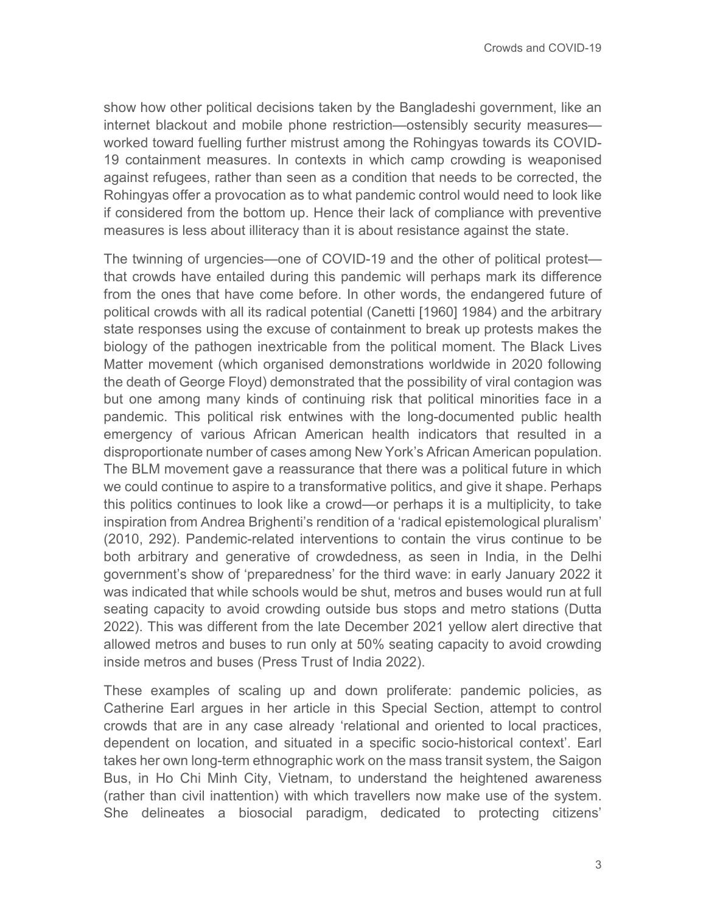show how other political decisions taken by the Bangladeshi government, like an internet blackout and mobile phone restriction—ostensibly security measures—worked toward fuelling further mistrust among the Rohingyas towards its COVID-19 containment measures. In contexts in which camp crowding is weaponised against refugees, rather than seen as a condition that needs to be corrected, the Rohingyas offer a provocation as to what pandemic control would need to look like if considered from the bottom up. Hence their lack of compliance with preventive measures is less about illiteracy than it is about resistance against the state.

The twinning of urgencies—one of COVID-19 and the other of political protest—that crowds have entailed during this pandemic will perhaps mark its difference from the ones that have come before. In other words, the endangered future of political crowds with all its radical potential (Canetti [1960] 1984) and the arbitrary state responses using the excuse of containment to break up protests makes the biology of the pathogen inextricable from the political moment. The Black Lives Matter movement (which organised demonstrations worldwide in 2020 following the death of George Floyd) demonstrated that the possibility of viral contagion was but one among many kinds of continuing risk that political minorities face in a pandemic. This political risk entwines with the long-documented public health emergency of various African American health indicators that resulted in a disproportionate number of cases among New York's African American population. The BLM movement gave a reassurance that there was a political future in which we could continue to aspire to a transformative politics, and give it shape. Perhaps this politics continues to look like a crowd—or perhaps it is a multiplicity, to take inspiration from Andrea Brighenti's rendition of a 'radical epistemological pluralism' (2010, 292). Pandemic-related interventions to contain the virus continue to be both arbitrary and generative of crowdedness, as seen in India, in the Delhi government's show of 'preparedness' for the third wave: in early January 2022 it was indicated that while schools would be shut, metros and buses would run at full seating capacity to avoid crowding outside bus stops and metro stations (Dutta 2022). This was different from the late December 2021 yellow alert directive that allowed metros and buses to run only at 50% seating capacity to avoid crowding inside metros and buses (Press Trust of India 2022).

These examples of scaling up and down proliferate: pandemic policies, as Catherine Earl argues in her article in this Special Section, attempt to control crowds that are in any case already 'relational and oriented to local practices, dependent on location, and situated in a specific socio-historical context'. Earl takes her own long-term ethnographic work on the mass transit system, the Saigon Bus, in Ho Chi Minh City, Vietnam, to understand the heightened awareness (rather than civil inattention) with which travellers now make use of the system. She delineates a biosocial paradigm, dedicated to protecting citizens'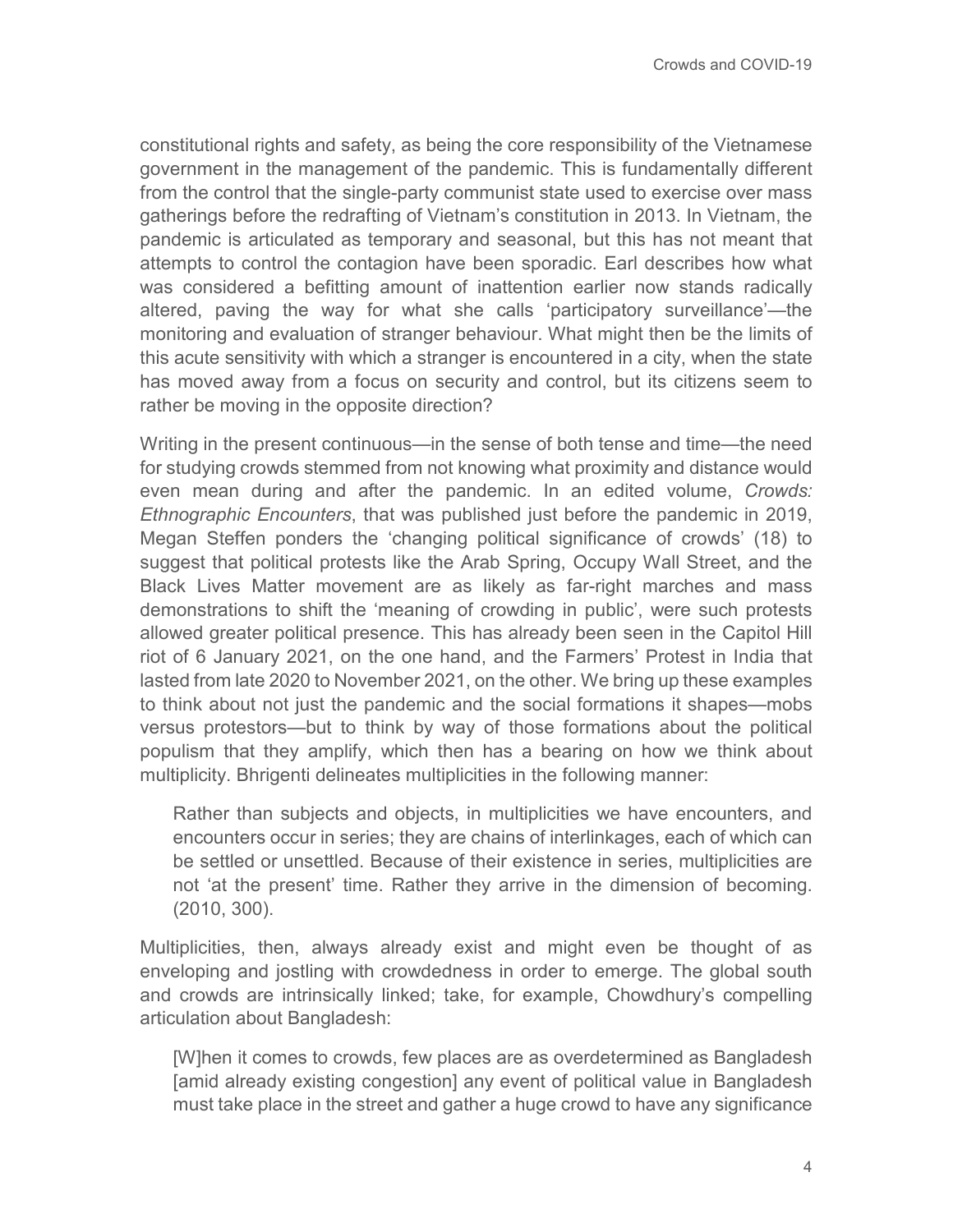constitutional rights and safety, as being the core responsibility of the Vietnamese government in the management of the pandemic. This is fundamentally different from the control that the single-party communist state used to exercise over mass gatherings before the redrafting of Vietnam's constitution in 2013. In Vietnam, the pandemic is articulated as temporary and seasonal, but this has not meant that attempts to control the contagion have been sporadic. Earl describes how what was considered a befitting amount of inattention earlier now stands radically altered, paving the way for what she calls 'participatory surveillance'—the monitoring and evaluation of stranger behaviour. What might then be the limits of this acute sensitivity with which a stranger is encountered in a city, when the state has moved away from a focus on security and control, but its citizens seem to rather be moving in the opposite direction?

Writing in the present continuous—in the sense of both tense and time—the need for studying crowds stemmed from not knowing what proximity and distance would even mean during and after the pandemic. In an edited volume, *Crowds: Ethnographic Encounters*, that was published just before the pandemic in 2019, Megan Steffen ponders the 'changing political significance of crowds' (18) to suggest that political protests like the Arab Spring, Occupy Wall Street, and the Black Lives Matter movement are as likely as far-right marches and mass demonstrations to shift the 'meaning of crowding in public', were such protests allowed greater political presence. This has already been seen in the Capitol Hill riot of 6 January 2021, on the one hand, and the Farmers' Protest in India that lasted from late 2020 to November 2021, on the other. We bring up these examples to think about not just the pandemic and the social formations it shapes—mobs versus protestors—but to think by way of those formations about the political populism that they amplify, which then has a bearing on how we think about multiplicity. Bhrigenti delineates multiplicities in the following manner:

> Rather than subjects and objects, in multiplicities we have encounters, and encounters occur in series; they are chains of interlinkages, each of which can be settled or unsettled. Because of their existence in series, multiplicities are not 'at the present' time. Rather they arrive in the dimension of becoming. (2010, 300).

Multiplicities, then, always already exist and might even be thought of as enveloping and jostling with crowdedness in order to emerge. The global south and crowds are intrinsically linked; take, for example, Chowdhury's compelling articulation about Bangladesh:

> [W]hen it comes to crowds, few places are as overdetermined as Bangladesh [amid already existing congestion] any event of political value in Bangladesh must take place in the street and gather a huge crowd to have any significance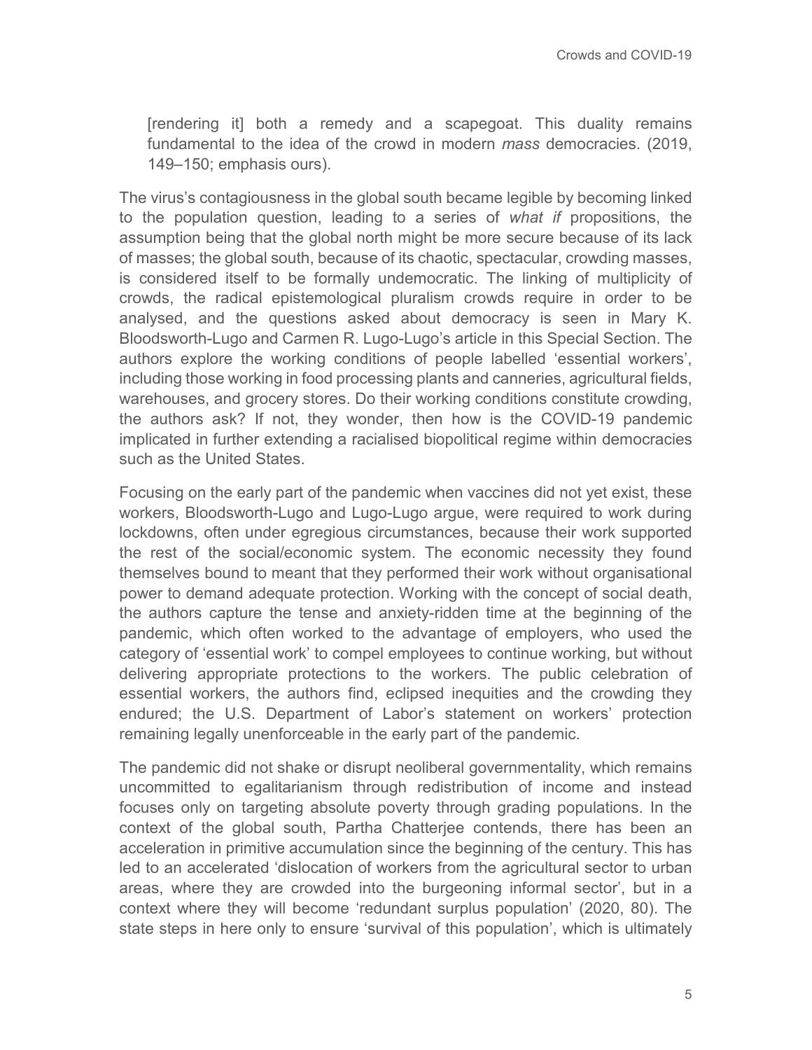> [rendering it] both a remedy and a scapegoat. This duality remains fundamental to the idea of the crowd in modern *mass* democracies. (2019, 149–150; emphasis ours).

The virus's contagiousness in the global south became legible by becoming linked to the population question, leading to a series of *what if* propositions, the assumption being that the global north might be more secure because of its lack of masses; the global south, because of its chaotic, spectacular, crowding masses, is considered itself to be formally undemocratic. The linking of multiplicity of crowds, the radical epistemological pluralism crowds require in order to be analysed, and the questions asked about democracy is seen in Mary K. Bloodsworth-Lugo and Carmen R. Lugo-Lugo's article in this Special Section. The authors explore the working conditions of people labelled 'essential workers', including those working in food processing plants and canneries, agricultural fields, warehouses, and grocery stores. Do their working conditions constitute crowding, the authors ask? If not, they wonder, then how is the COVID-19 pandemic implicated in further extending a racialised biopolitical regime within democracies such as the United States.

Focusing on the early part of the pandemic when vaccines did not yet exist, these workers, Bloodsworth-Lugo and Lugo-Lugo argue, were required to work during lockdowns, often under egregious circumstances, because their work supported the rest of the social/economic system. The economic necessity they found themselves bound to meant that they performed their work without organisational power to demand adequate protection. Working with the concept of social death, the authors capture the tense and anxiety-ridden time at the beginning of the pandemic, which often worked to the advantage of employers, who used the category of 'essential work' to compel employees to continue working, but without delivering appropriate protections to the workers. The public celebration of essential workers, the authors find, eclipsed inequities and the crowding they endured; the U.S. Department of Labor's statement on workers' protection remaining legally unenforceable in the early part of the pandemic.

The pandemic did not shake or disrupt neoliberal governmentality, which remains uncommitted to egalitarianism through redistribution of income and instead focuses only on targeting absolute poverty through grading populations. In the context of the global south, Partha Chatterjee contends, there has been an acceleration in primitive accumulation since the beginning of the century. This has led to an accelerated 'dislocation of workers from the agricultural sector to urban areas, where they are crowded into the burgeoning informal sector', but in a context where they will become 'redundant surplus population' (2020, 80). The state steps in here only to ensure 'survival of this population', which is ultimately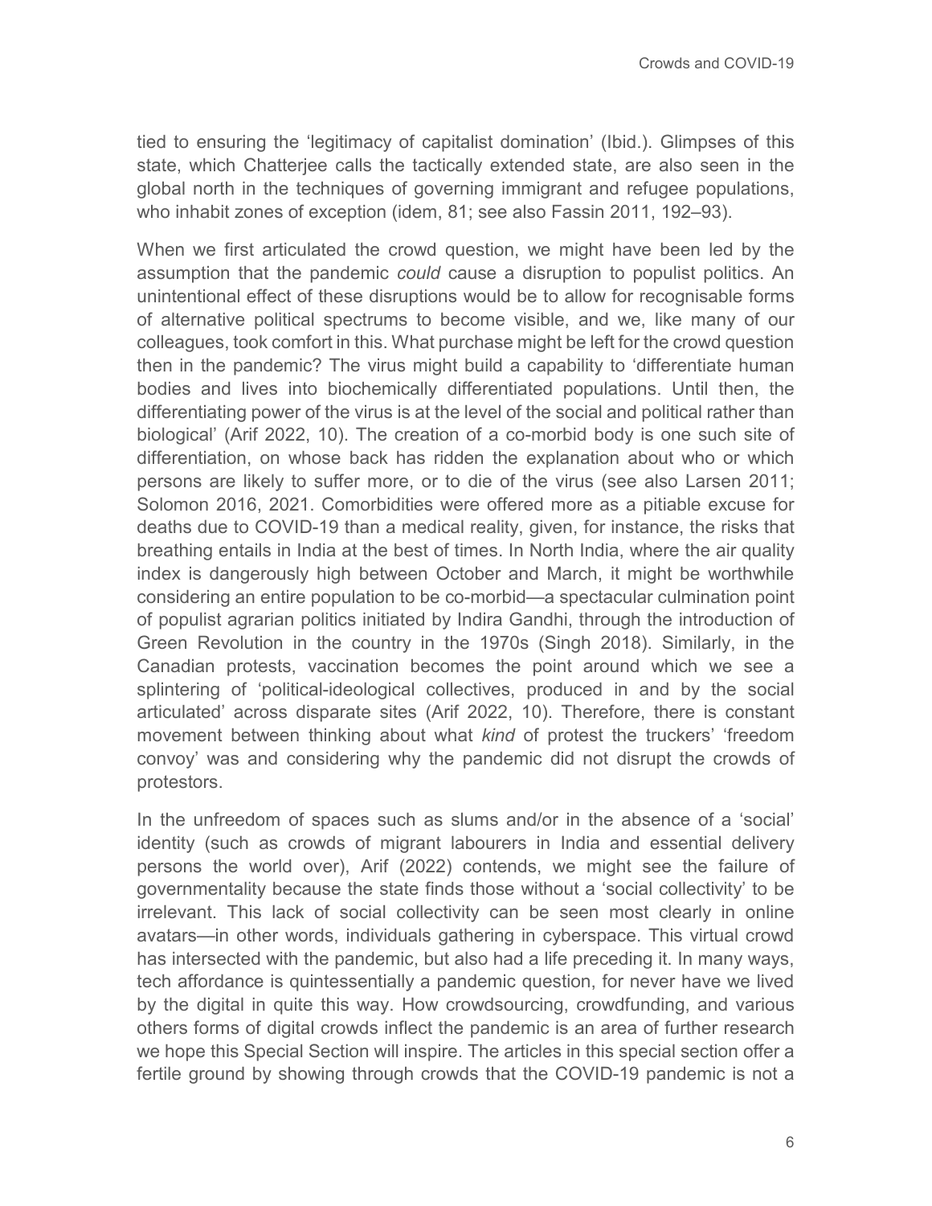tied to ensuring the 'legitimacy of capitalist domination' (Ibid.). Glimpses of this state, which Chatterjee calls the tactically extended state, are also seen in the global north in the techniques of governing immigrant and refugee populations, who inhabit zones of exception (idem, 81; see also Fassin 2011, 192–93).

When we first articulated the crowd question, we might have been led by the assumption that the pandemic *could* cause a disruption to populist politics. An unintentional effect of these disruptions would be to allow for recognisable forms of alternative political spectrums to become visible, and we, like many of our colleagues, took comfort in this. What purchase might be left for the crowd question then in the pandemic? The virus might build a capability to 'differentiate human bodies and lives into biochemically differentiated populations. Until then, the differentiating power of the virus is at the level of the social and political rather than biological' (Arif 2022, 10). The creation of a co-morbid body is one such site of differentiation, on whose back has ridden the explanation about who or which persons are likely to suffer more, or to die of the virus (see also Larsen 2011; Solomon 2016, 2021. Comorbidities were offered more as a pitiable excuse for deaths due to COVID-19 than a medical reality, given, for instance, the risks that breathing entails in India at the best of times. In North India, where the air quality index is dangerously high between October and March, it might be worthwhile considering an entire population to be co-morbid—a spectacular culmination point of populist agrarian politics initiated by Indira Gandhi, through the introduction of Green Revolution in the country in the 1970s (Singh 2018). Similarly, in the Canadian protests, vaccination becomes the point around which we see a splintering of 'political-ideological collectives, produced in and by the social articulated' across disparate sites (Arif 2022, 10). Therefore, there is constant movement between thinking about what *kind* of protest the truckers' 'freedom convoy' was and considering why the pandemic did not disrupt the crowds of protestors.

In the unfreedom of spaces such as slums and/or in the absence of a 'social' identity (such as crowds of migrant labourers in India and essential delivery persons the world over), Arif (2022) contends, we might see the failure of governmentality because the state finds those without a 'social collectivity' to be irrelevant. This lack of social collectivity can be seen most clearly in online avatars—in other words, individuals gathering in cyberspace. This virtual crowd has intersected with the pandemic, but also had a life preceding it. In many ways, tech affordance is quintessentially a pandemic question, for never have we lived by the digital in quite this way. How crowdsourcing, crowdfunding, and various others forms of digital crowds inflect the pandemic is an area of further research we hope this Special Section will inspire. The articles in this special section offer a fertile ground by showing through crowds that the COVID-19 pandemic is not a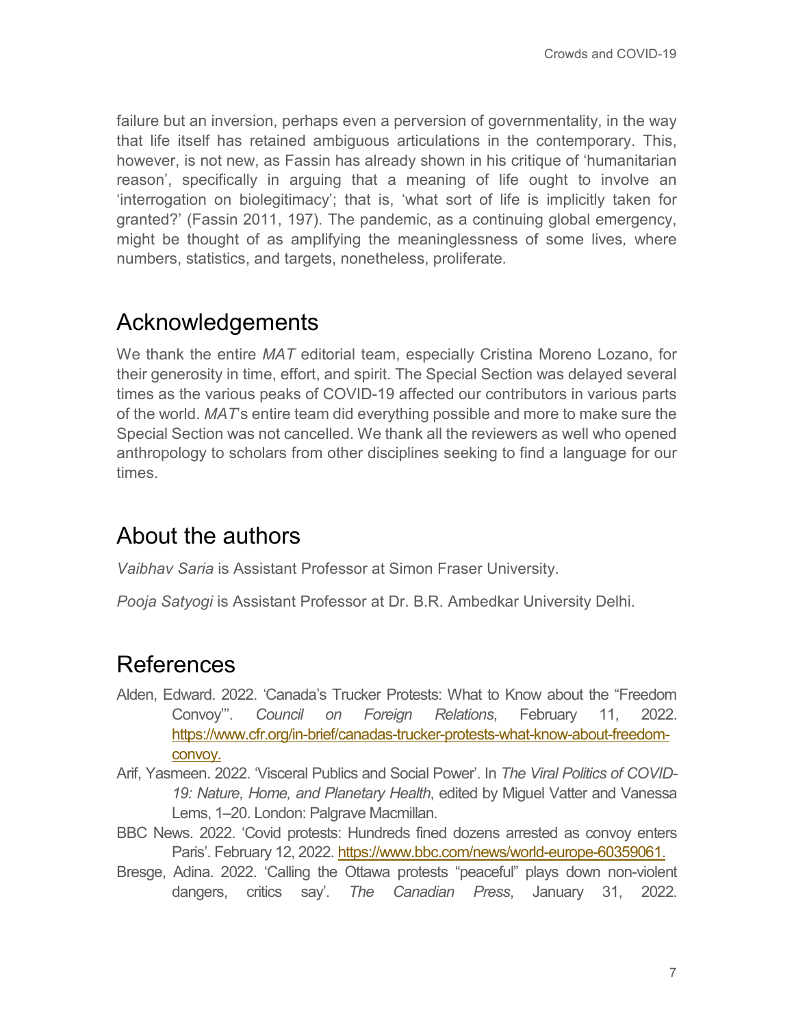failure but an inversion, perhaps even a perversion of governmentality, in the way that life itself has retained ambiguous articulations in the contemporary. This, however, is not new, as Fassin has already shown in his critique of 'humanitarian reason', specifically in arguing that a meaning of life ought to involve an 'interrogation on biolegitimacy'; that is, 'what sort of life is implicitly taken for granted?' (Fassin 2011, 197). The pandemic, as a continuing global emergency, might be thought of as amplifying the meaninglessness of some lives, where numbers, statistics, and targets, nonetheless, proliferate.

## Acknowledgements

We thank the entire *MAT* editorial team, especially Cristina Moreno Lozano, for their generosity in time, effort, and spirit. The Special Section was delayed several times as the various peaks of COVID-19 affected our contributors in various parts of the world. *MAT*'s entire team did everything possible and more to make sure the Special Section was not cancelled. We thank all the reviewers as well who opened anthropology to scholars from other disciplines seeking to find a language for our times.

## About the authors

*Vaibhav Saria* is Assistant Professor at Simon Fraser University.

*Pooja Satyogi* is Assistant Professor at Dr. B.R. Ambedkar University Delhi.

## References

Alden, Edward. 2022. 'Canada's Trucker Protests: What to Know about the "Freedom Convoy"'. *Council on Foreign Relations*, February 11, 2022. https://www.cfr.org/in-brief/canadas-trucker-protests-what-know-about-freedom-convoy.

Arif, Yasmeen. 2022. 'Visceral Publics and Social Power'. In *The Viral Politics of COVID-19: Nature, Home, and Planetary Health*, edited by Miguel Vatter and Vanessa Lems, 1–20. London: Palgrave Macmillan.

BBC News. 2022. 'Covid protests: Hundreds fined dozens arrested as convoy enters Paris'. February 12, 2022. https://www.bbc.com/news/world-europe-60359061.

Bresge, Adina. 2022. 'Calling the Ottawa protests "peaceful" plays down non-violent dangers, critics say'. *The Canadian Press*, January 31, 2022.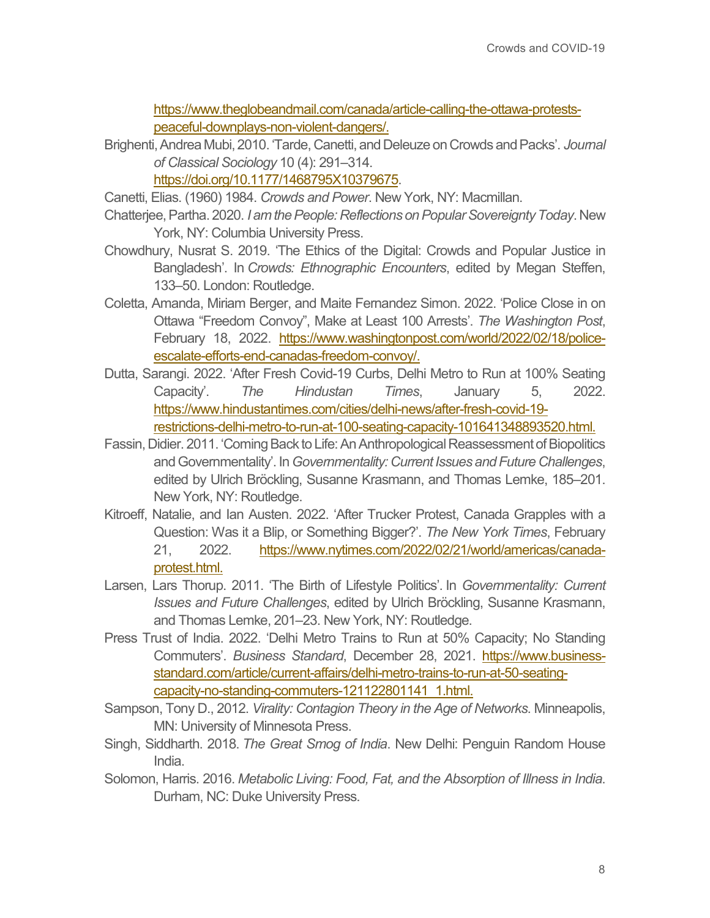https://www.theglobeandmail.com/canada/article-calling-the-ottawa-protests-peaceful-downplays-non-violent-dangers/.

Brighenti, Andrea Mubi, 2010. 'Tarde, Canetti, and Deleuze on Crowds and Packs'. *Journal of Classical Sociology* 10 (4): 291–314. https://doi.org/10.1177/1468795X10379675.

Canetti, Elias. (1960) 1984. *Crowds and Power*. New York, NY: Macmillan.

Chatterjee, Partha. 2020. *I am the People: Reflections on Popular Sovereignty Today*. New York, NY: Columbia University Press.

Chowdhury, Nusrat S. 2019. 'The Ethics of the Digital: Crowds and Popular Justice in Bangladesh'. In *Crowds: Ethnographic Encounters*, edited by Megan Steffen, 133–50. London: Routledge.

Coletta, Amanda, Miriam Berger, and Maite Fernandez Simon. 2022. 'Police Close in on Ottawa "Freedom Convoy", Make at Least 100 Arrests'. *The Washington Post*, February 18, 2022. https://www.washingtonpost.com/world/2022/02/18/police-escalate-efforts-end-canadas-freedom-convoy/.

Dutta, Sarangi. 2022. 'After Fresh Covid-19 Curbs, Delhi Metro to Run at 100% Seating Capacity'. *The Hindustan Times*, January 5, 2022. https://www.hindustantimes.com/cities/delhi-news/after-fresh-covid-19-restrictions-delhi-metro-to-run-at-100-seating-capacity-101641348893520.html.

Fassin, Didier. 2011. 'Coming Back to Life: An Anthropological Reassessment of Biopolitics and Governmentality'. In *Governmentality: Current Issues and Future Challenges*, edited by Ulrich Bröckling, Susanne Krasmann, and Thomas Lemke, 185–201. New York, NY: Routledge.

Kitroeff, Natalie, and Ian Austen. 2022. 'After Trucker Protest, Canada Grapples with a Question: Was it a Blip, or Something Bigger?'. *The New York Times*, February 21, 2022. https://www.nytimes.com/2022/02/21/world/americas/canada-protest.html.

Larsen, Lars Thorup. 2011. 'The Birth of Lifestyle Politics'. In *Governmentality: Current Issues and Future Challenges*, edited by Ulrich Bröckling, Susanne Krasmann, and Thomas Lemke, 201–23. New York, NY: Routledge.

Press Trust of India. 2022. 'Delhi Metro Trains to Run at 50% Capacity; No Standing Commuters'. *Business Standard*, December 28, 2021. https://www.business-standard.com/article/current-affairs/delhi-metro-trains-to-run-at-50-seating-capacity-no-standing-commuters-121122801141_1.html.

Sampson, Tony D., 2012. *Virality: Contagion Theory in the Age of Networks*. Minneapolis, MN: University of Minnesota Press.

Singh, Siddharth. 2018. *The Great Smog of India*. New Delhi: Penguin Random House India.

Solomon, Harris. 2016. *Metabolic Living: Food, Fat, and the Absorption of Illness in India*. Durham, NC: Duke University Press.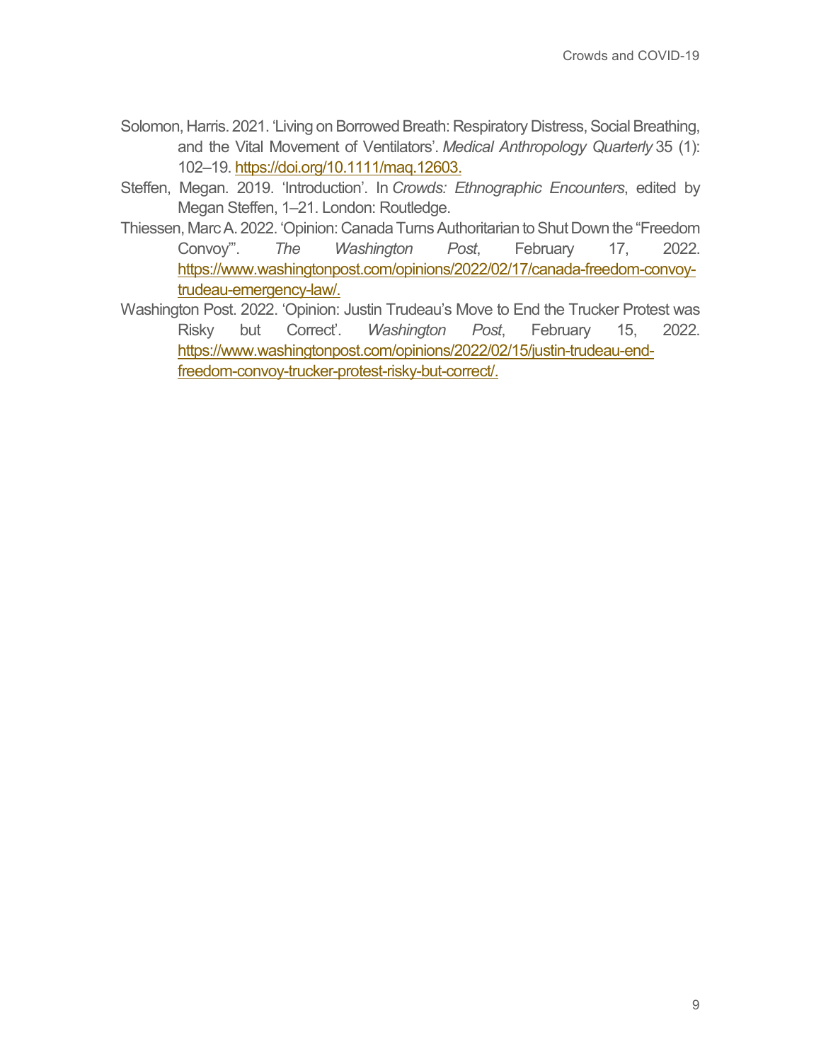Solomon, Harris. 2021. 'Living on Borrowed Breath: Respiratory Distress, Social Breathing, and the Vital Movement of Ventilators'. *Medical Anthropology Quarterly* 35 (1): 102–19. https://doi.org/10.1111/maq.12603.

Steffen, Megan. 2019. 'Introduction'. In *Crowds: Ethnographic Encounters*, edited by Megan Steffen, 1–21. London: Routledge.

Thiessen, Marc A. 2022. 'Opinion: Canada Turns Authoritarian to Shut Down the "Freedom Convoy"'. *The Washington Post*, February 17, 2022. https://www.washingtonpost.com/opinions/2022/02/17/canada-freedom-convoy-trudeau-emergency-law/.

Washington Post. 2022. 'Opinion: Justin Trudeau's Move to End the Trucker Protest was Risky but Correct'. *Washington Post*, February 15, 2022. https://www.washingtonpost.com/opinions/2022/02/15/justin-trudeau-end-freedom-convoy-trucker-protest-risky-but-correct/.